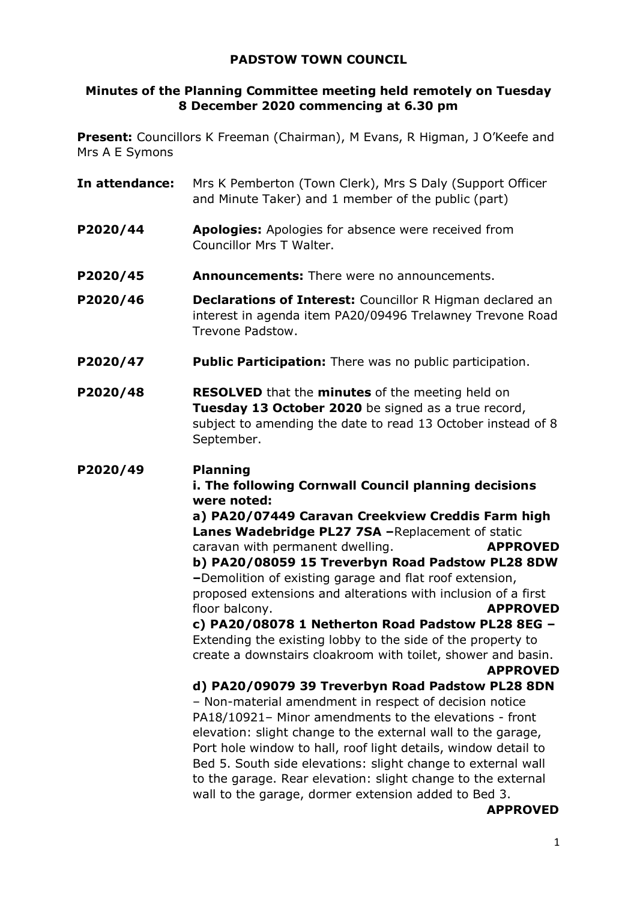**PADSTOW TOWN COUNCIL**

**Minutes of the Planning Committee meeting held remotely on Tuesday 8 December 2020 commencing at 6.30 pm**

**Present:** Councillors K Freeman (Chairman), M Evans, R Higman, J O'Keefe and Mrs A E Symons

**In attendance:** Mrs K Pemberton (Town Clerk), Mrs S Daly (Support Officer and Minute Taker) and 1 member of the public (part)

**P2020/44** **Apologies:** Apologies for absence were received from Councillor Mrs T Walter.

**P2020/45** **Announcements:** There were no announcements.

**P2020/46** **Declarations of Interest:** Councillor R Higman declared an interest in agenda item PA20/09496 Trelawney Trevone Road Trevone Padstow.

**P2020/47** **Public Participation:** There was no public participation.

**P2020/48** **RESOLVED** that the **minutes** of the meeting held on **Tuesday 13 October 2020** be signed as a true record, subject to amending the date to read 13 October instead of 8 September.

**P2020/49** **Planning**

**i. The following Cornwall Council planning decisions were noted:**

**a) PA20/07449 Caravan Creekview Creddis Farm high Lanes Wadebridge PL27 7SA –** Replacement of static caravan with permanent dwelling. **APPROVED**

**b) PA20/08059 15 Treverbyn Road Padstow PL28 8DW –** Demolition of existing garage and flat roof extension, proposed extensions and alterations with inclusion of a first floor balcony. **APPROVED**

**c) PA20/08078 1 Netherton Road Padstow PL28 8EG –** Extending the existing lobby to the side of the property to create a downstairs cloakroom with toilet, shower and basin. **APPROVED**

**d) PA20/09079 39 Treverbyn Road Padstow PL28 8DN** – Non-material amendment in respect of decision notice PA18/10921– Minor amendments to the elevations - front elevation: slight change to the external wall to the garage, Port hole window to hall, roof light details, window detail to Bed 5. South side elevations: slight change to external wall to the garage. Rear elevation: slight change to the external wall to the garage, dormer extension added to Bed 3. **APPROVED**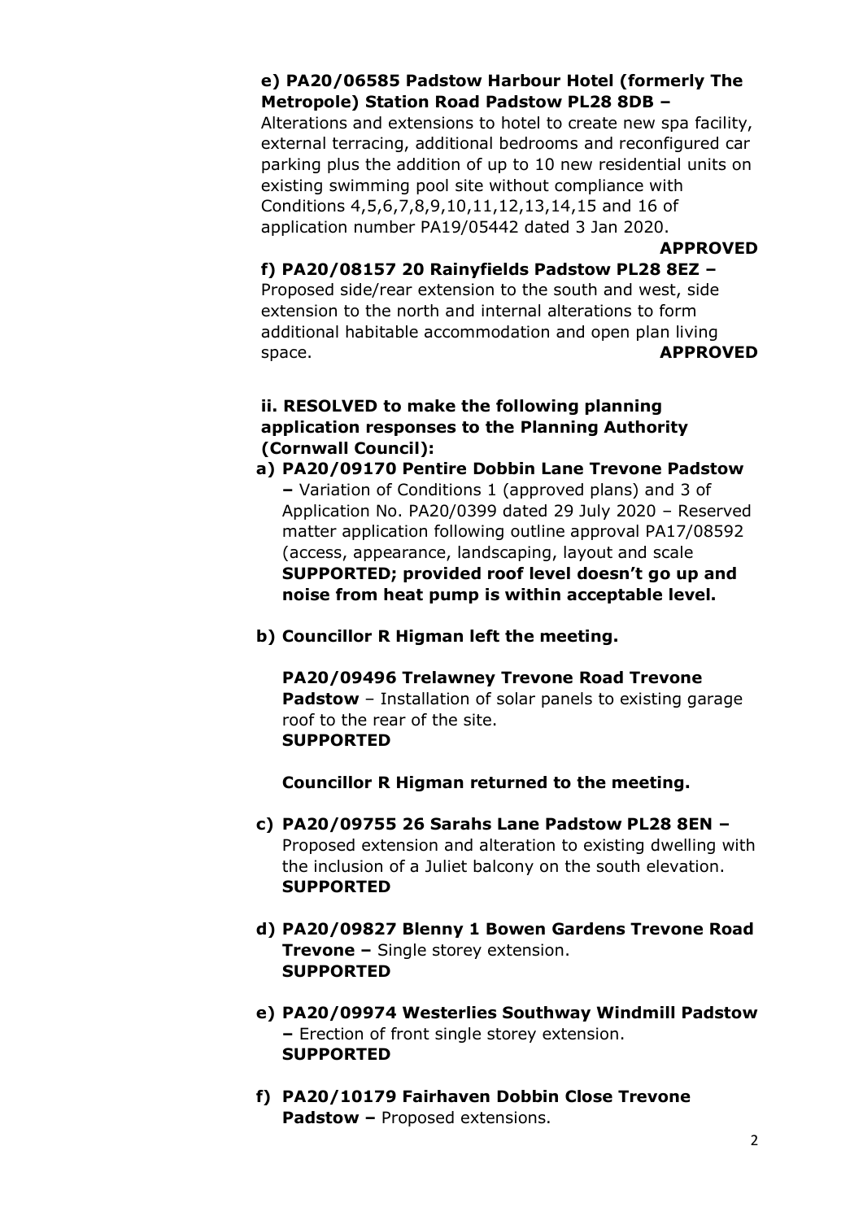**e) PA20/06585 Padstow Harbour Hotel (formerly The Metropole) Station Road Padstow PL28 8DB –** Alterations and extensions to hotel to create new spa facility, external terracing, additional bedrooms and reconfigured car parking plus the addition of up to 10 new residential units on existing swimming pool site without compliance with Conditions 4,5,6,7,8,9,10,11,12,13,14,15 and 16 of application number PA19/05442 dated 3 Jan 2020. **APPROVED**

**f) PA20/08157 20 Rainyfields Padstow PL28 8EZ –** Proposed side/rear extension to the south and west, side extension to the north and internal alterations to form additional habitable accommodation and open plan living space. **APPROVED**

**ii. RESOLVED to make the following planning application responses to the Planning Authority (Cornwall Council):**

a) **PA20/09170 Pentire Dobbin Lane Trevone Padstow –** Variation of Conditions 1 (approved plans) and 3 of Application No. PA20/0399 dated 29 July 2020 – Reserved matter application following outline approval PA17/08592 (access, appearance, landscaping, layout and scale **SUPPORTED; provided roof level doesn't go up and noise from heat pump is within acceptable level.**

b) **Councillor R Higman left the meeting.**

   **PA20/09496 Trelawney Trevone Road Trevone Padstow** – Installation of solar panels to existing garage roof to the rear of the site.
   **SUPPORTED**

   **Councillor R Higman returned to the meeting.**

c) **PA20/09755 26 Sarahs Lane Padstow PL28 8EN –** Proposed extension and alteration to existing dwelling with the inclusion of a Juliet balcony on the south elevation.
   **SUPPORTED**

d) **PA20/09827 Blenny 1 Bowen Gardens Trevone Road Trevone –** Single storey extension.
   **SUPPORTED**

e) **PA20/09974 Westerlies Southway Windmill Padstow –** Erection of front single storey extension.
   **SUPPORTED**

f) **PA20/10179 Fairhaven Dobbin Close Trevone Padstow –** Proposed extensions.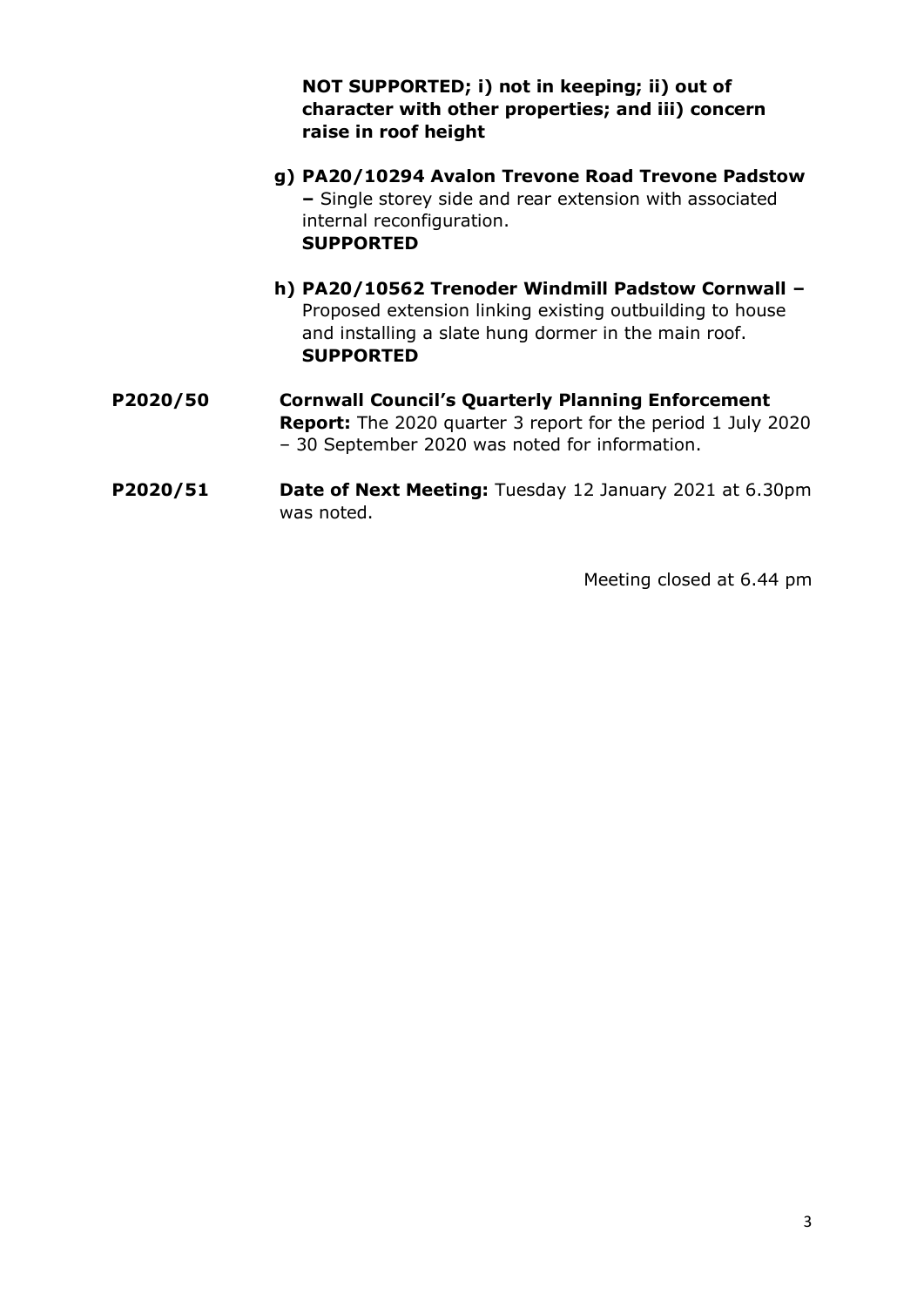**NOT SUPPORTED; i) not in keeping; ii) out of character with other properties; and iii) concern raise in roof height**

g) **PA20/10294 Avalon Trevone Road Trevone Padstow –** Single storey side and rear extension with associated internal reconfiguration.
**SUPPORTED**

h) **PA20/10562 Trenoder Windmill Padstow Cornwall –** Proposed extension linking existing outbuilding to house and installing a slate hung dormer in the main roof.
**SUPPORTED**

**P2020/50** **Cornwall Council's Quarterly Planning Enforcement Report:** The 2020 quarter 3 report for the period 1 July 2020 – 30 September 2020 was noted for information.

**P2020/51** **Date of Next Meeting:** Tuesday 12 January 2021 at 6.30pm was noted.

Meeting closed at 6.44 pm